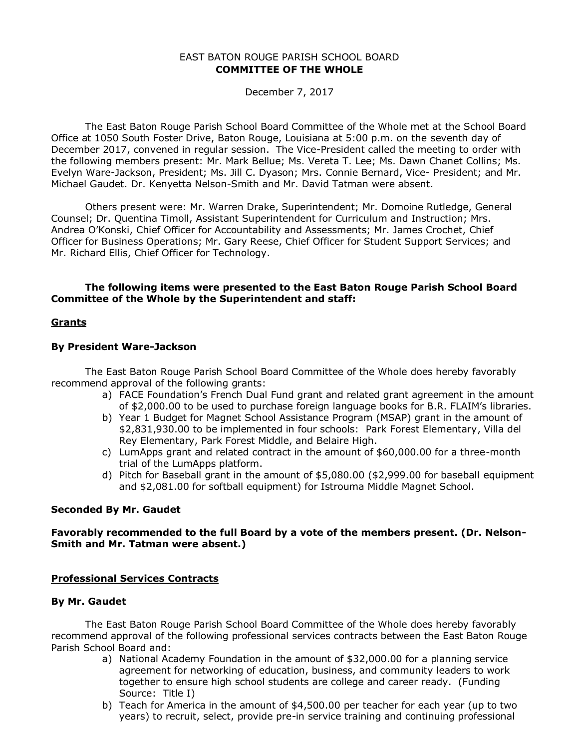EAST BATON ROUGE PARISH SCHOOL BOARD
**COMMITTEE OF THE WHOLE**

December 7, 2017

The East Baton Rouge Parish School Board Committee of the Whole met at the School Board Office at 1050 South Foster Drive, Baton Rouge, Louisiana at 5:00 p.m. on the seventh day of December 2017, convened in regular session. The Vice-President called the meeting to order with the following members present: Mr. Mark Bellue; Ms. Vereta T. Lee; Ms. Dawn Chanet Collins; Ms. Evelyn Ware-Jackson, President; Ms. Jill C. Dyason; Mrs. Connie Bernard, Vice- President; and Mr. Michael Gaudet. Dr. Kenyetta Nelson-Smith and Mr. David Tatman were absent.

Others present were: Mr. Warren Drake, Superintendent; Mr. Domoine Rutledge, General Counsel; Dr. Quentina Timoll, Assistant Superintendent for Curriculum and Instruction; Mrs. Andrea O'Konski, Chief Officer for Accountability and Assessments; Mr. James Crochet, Chief Officer for Business Operations; Mr. Gary Reese, Chief Officer for Student Support Services; and Mr. Richard Ellis, Chief Officer for Technology.

**The following items were presented to the East Baton Rouge Parish School Board Committee of the Whole by the Superintendent and staff:**

**<u>Grants</u>**

**By President Ware-Jackson**

The East Baton Rouge Parish School Board Committee of the Whole does hereby favorably recommend approval of the following grants:

a) FACE Foundation's French Dual Fund grant and related grant agreement in the amount of $2,000.00 to be used to purchase foreign language books for B.R. FLAIM's libraries.
b) Year 1 Budget for Magnet School Assistance Program (MSAP) grant in the amount of $2,831,930.00 to be implemented in four schools: Park Forest Elementary, Villa del Rey Elementary, Park Forest Middle, and Belaire High.
c) LumApps grant and related contract in the amount of $60,000.00 for a three-month trial of the LumApps platform.
d) Pitch for Baseball grant in the amount of $5,080.00 ($2,999.00 for baseball equipment and $2,081.00 for softball equipment) for Istrouma Middle Magnet School.

**Seconded By Mr. Gaudet**

**Favorably recommended to the full Board by a vote of the members present. (Dr. Nelson-Smith and Mr. Tatman were absent.)**

**<u>Professional Services Contracts</u>**

**By Mr. Gaudet**

The East Baton Rouge Parish School Board Committee of the Whole does hereby favorably recommend approval of the following professional services contracts between the East Baton Rouge Parish School Board and:

a) National Academy Foundation in the amount of $32,000.00 for a planning service agreement for networking of education, business, and community leaders to work together to ensure high school students are college and career ready. (Funding Source: Title I)
b) Teach for America in the amount of $4,500.00 per teacher for each year (up to two years) to recruit, select, provide pre-in service training and continuing professional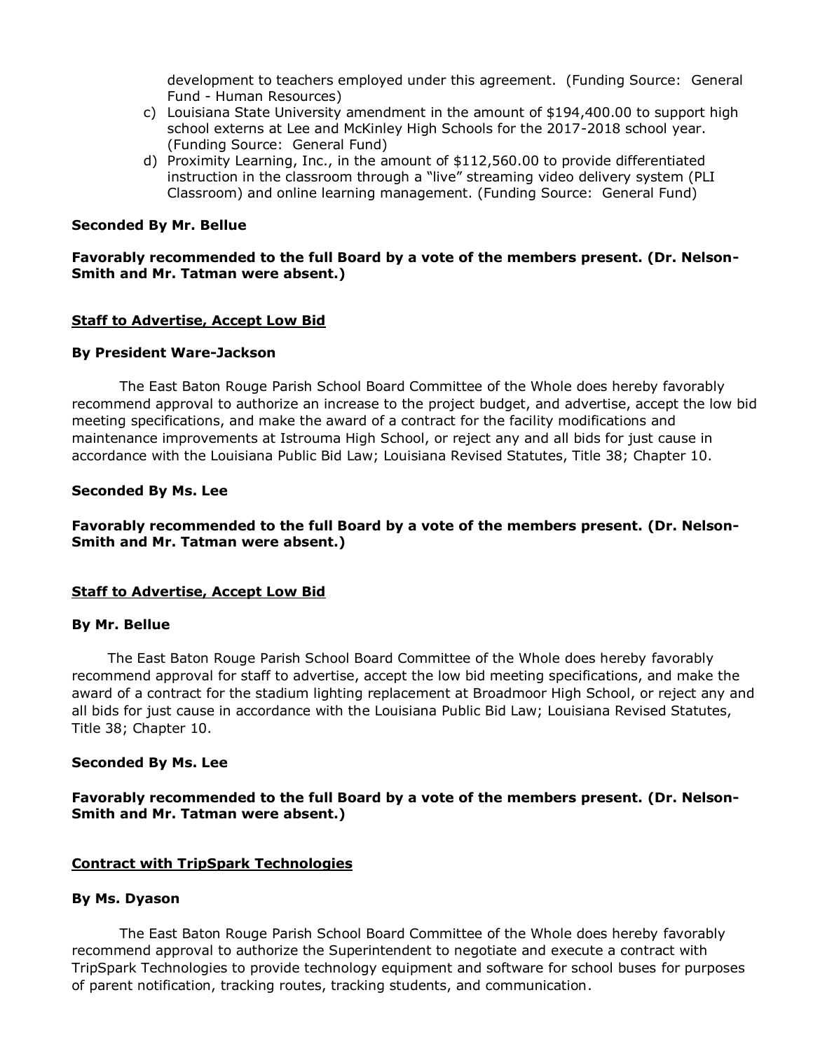development to teachers employed under this agreement. (Funding Source: General Fund - Human Resources)

c) Louisiana State University amendment in the amount of $194,400.00 to support high school externs at Lee and McKinley High Schools for the 2017-2018 school year. (Funding Source: General Fund)
d) Proximity Learning, Inc., in the amount of $112,560.00 to provide differentiated instruction in the classroom through a "live" streaming video delivery system (PLI Classroom) and online learning management. (Funding Source: General Fund)

**Seconded By Mr. Bellue**

**Favorably recommended to the full Board by a vote of the members present. (Dr. Nelson-Smith and Mr. Tatman were absent.)**

**Staff to Advertise, Accept Low Bid**

**By President Ware-Jackson**

The East Baton Rouge Parish School Board Committee of the Whole does hereby favorably recommend approval to authorize an increase to the project budget, and advertise, accept the low bid meeting specifications, and make the award of a contract for the facility modifications and maintenance improvements at Istrouma High School, or reject any and all bids for just cause in accordance with the Louisiana Public Bid Law; Louisiana Revised Statutes, Title 38; Chapter 10.

**Seconded By Ms. Lee**

**Favorably recommended to the full Board by a vote of the members present. (Dr. Nelson-Smith and Mr. Tatman were absent.)**

**Staff to Advertise, Accept Low Bid**

**By Mr. Bellue**

The East Baton Rouge Parish School Board Committee of the Whole does hereby favorably recommend approval for staff to advertise, accept the low bid meeting specifications, and make the award of a contract for the stadium lighting replacement at Broadmoor High School, or reject any and all bids for just cause in accordance with the Louisiana Public Bid Law; Louisiana Revised Statutes, Title 38; Chapter 10.

**Seconded By Ms. Lee**

**Favorably recommended to the full Board by a vote of the members present. (Dr. Nelson-Smith and Mr. Tatman were absent.)**

**Contract with TripSpark Technologies**

**By Ms. Dyason**

The East Baton Rouge Parish School Board Committee of the Whole does hereby favorably recommend approval to authorize the Superintendent to negotiate and execute a contract with TripSpark Technologies to provide technology equipment and software for school buses for purposes of parent notification, tracking routes, tracking students, and communication.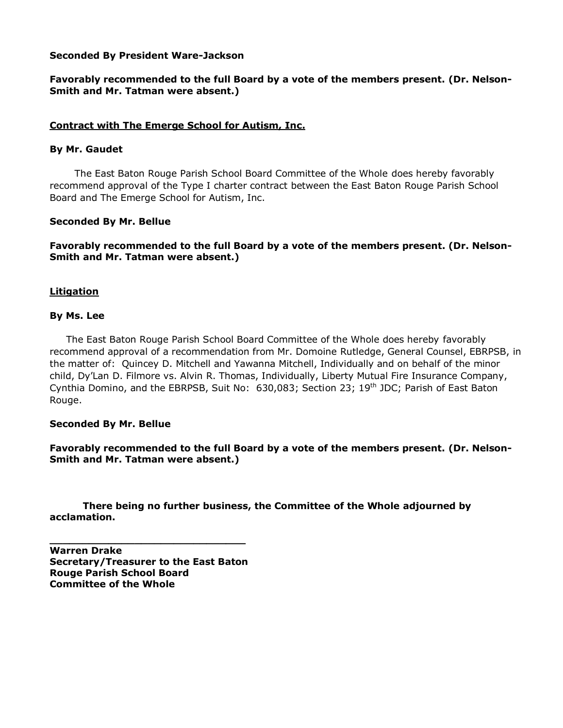**Seconded By President Ware-Jackson**

**Favorably recommended to the full Board by a vote of the members present. (Dr. Nelson-Smith and Mr. Tatman were absent.)**

**<u>Contract with The Emerge School for Autism, Inc.</u>**

**By Mr. Gaudet**

The East Baton Rouge Parish School Board Committee of the Whole does hereby favorably recommend approval of the Type I charter contract between the East Baton Rouge Parish School Board and The Emerge School for Autism, Inc.

**Seconded By Mr. Bellue**

**Favorably recommended to the full Board by a vote of the members present. (Dr. Nelson-Smith and Mr. Tatman were absent.)**

**<u>Litigation</u>**

**By Ms. Lee**

The East Baton Rouge Parish School Board Committee of the Whole does hereby favorably recommend approval of a recommendation from Mr. Domoine Rutledge, General Counsel, EBRPSB, in the matter of: Quincey D. Mitchell and Yawanna Mitchell, Individually and on behalf of the minor child, Dy'Lan D. Filmore vs. Alvin R. Thomas, Individually, Liberty Mutual Fire Insurance Company, Cynthia Domino, and the EBRPSB, Suit No: 630,083; Section 23; 19th JDC; Parish of East Baton Rouge.

**Seconded By Mr. Bellue**

**Favorably recommended to the full Board by a vote of the members present. (Dr. Nelson-Smith and Mr. Tatman were absent.)**

**There being no further business, the Committee of the Whole adjourned by acclamation.**

\_\_\_\_\_\_\_\_\_\_\_\_\_\_\_\_\_\_\_\_\_\_\_\_\_\_\_\_\_\_\_\_

**Warren Drake**
**Secretary/Treasurer to the East Baton Rouge Parish School Board Committee of the Whole**